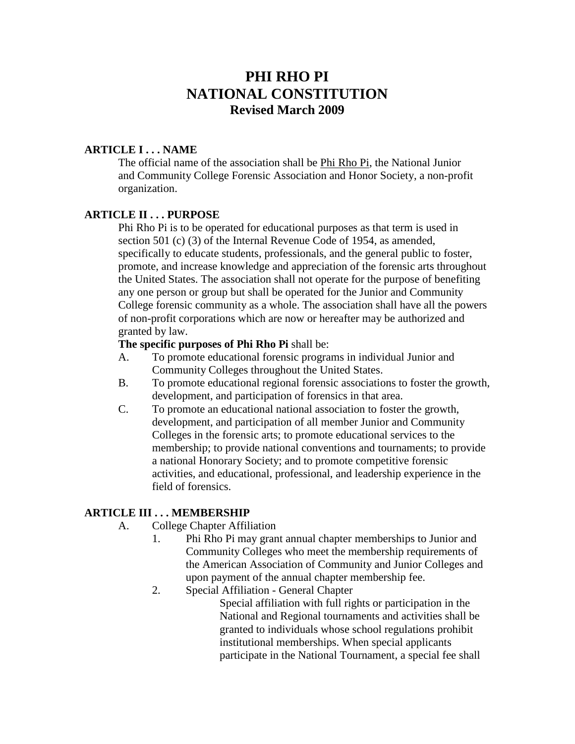# PHI RHO PI
# NATIONAL CONSTITUTION
## Revised March 2009

### ARTICLE I . . . NAME

The official name of the association shall be Phi Rho Pi, the National Junior and Community College Forensic Association and Honor Society, a non-profit organization.

### ARTICLE II . . . PURPOSE

Phi Rho Pi is to be operated for educational purposes as that term is used in section 501 (c) (3) of the Internal Revenue Code of 1954, as amended, specifically to educate students, professionals, and the general public to foster, promote, and increase knowledge and appreciation of the forensic arts throughout the United States. The association shall not operate for the purpose of benefiting any one person or group but shall be operated for the Junior and Community College forensic community as a whole. The association shall have all the powers of non-profit corporations which are now or hereafter may be authorized and granted by law.

**The specific purposes of Phi Rho Pi** shall be:

A. To promote educational forensic programs in individual Junior and Community Colleges throughout the United States.

B. To promote educational regional forensic associations to foster the growth, development, and participation of forensics in that area.

C. To promote an educational national association to foster the growth, development, and participation of all member Junior and Community Colleges in the forensic arts; to promote educational services to the membership; to provide national conventions and tournaments; to provide a national Honorary Society; and to promote competitive forensic activities, and educational, professional, and leadership experience in the field of forensics.

### ARTICLE III . . . MEMBERSHIP

A. College Chapter Affiliation

1. Phi Rho Pi may grant annual chapter memberships to Junior and Community Colleges who meet the membership requirements of the American Association of Community and Junior Colleges and upon payment of the annual chapter membership fee.

2. Special Affiliation - General Chapter

   Special affiliation with full rights or participation in the National and Regional tournaments and activities shall be granted to individuals whose school regulations prohibit institutional memberships. When special applicants participate in the National Tournament, a special fee shall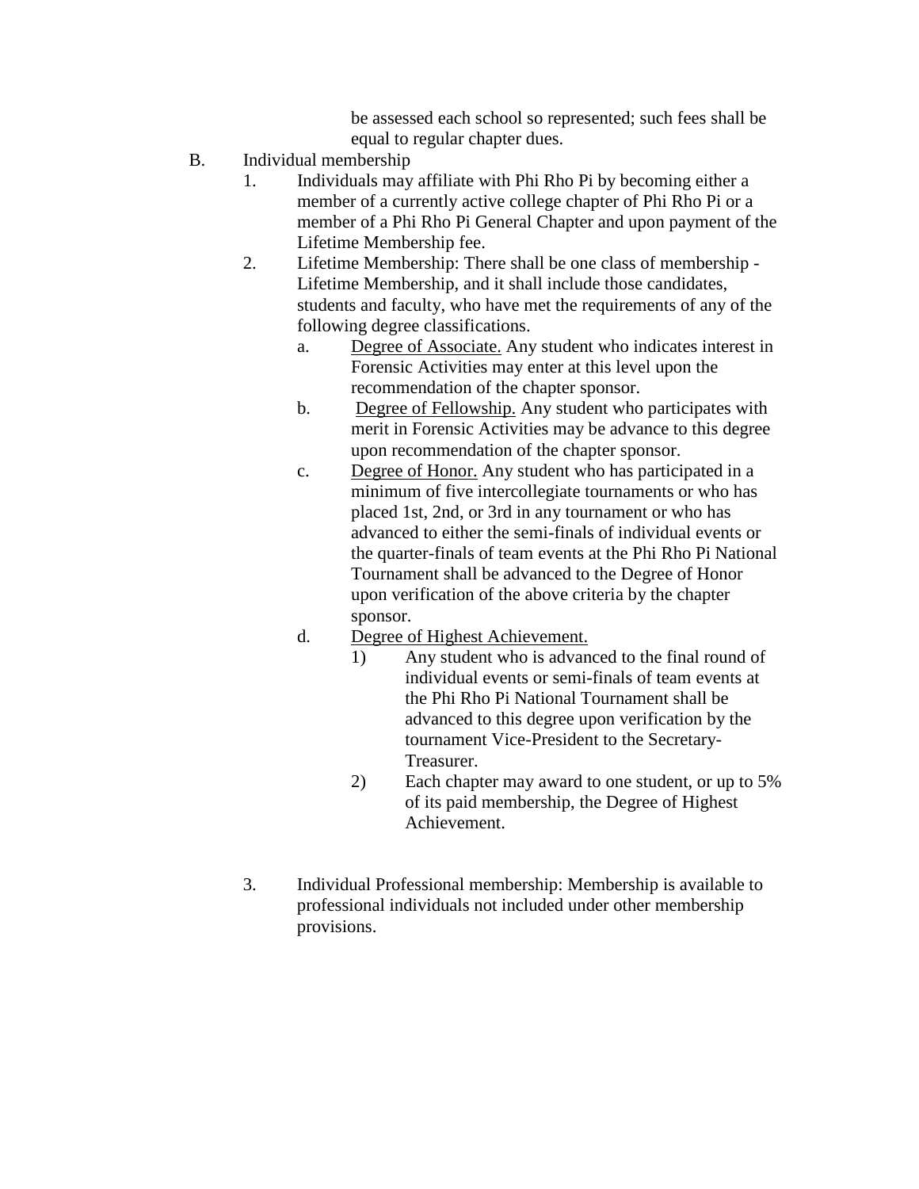be assessed each school so represented; such fees shall be equal to regular chapter dues.

B. Individual membership

1. Individuals may affiliate with Phi Rho Pi by becoming either a member of a currently active college chapter of Phi Rho Pi or a member of a Phi Rho Pi General Chapter and upon payment of the Lifetime Membership fee.

2. Lifetime Membership: There shall be one class of membership - Lifetime Membership, and it shall include those candidates, students and faculty, who have met the requirements of any of the following degree classifications.

   a. <u>Degree of Associate.</u> Any student who indicates interest in Forensic Activities may enter at this level upon the recommendation of the chapter sponsor.

   b. <u>Degree of Fellowship.</u> Any student who participates with merit in Forensic Activities may be advance to this degree upon recommendation of the chapter sponsor.

   c. <u>Degree of Honor.</u> Any student who has participated in a minimum of five intercollegiate tournaments or who has placed 1st, 2nd, or 3rd in any tournament or who has advanced to either the semi-finals of individual events or the quarter-finals of team events at the Phi Rho Pi National Tournament shall be advanced to the Degree of Honor upon verification of the above criteria by the chapter sponsor.

   d. <u>Degree of Highest Achievement.</u>

      1) Any student who is advanced to the final round of individual events or semi-finals of team events at the Phi Rho Pi National Tournament shall be advanced to this degree upon verification by the tournament Vice-President to the Secretary-Treasurer.

      2) Each chapter may award to one student, or up to 5% of its paid membership, the Degree of Highest Achievement.

3. Individual Professional membership: Membership is available to professional individuals not included under other membership provisions.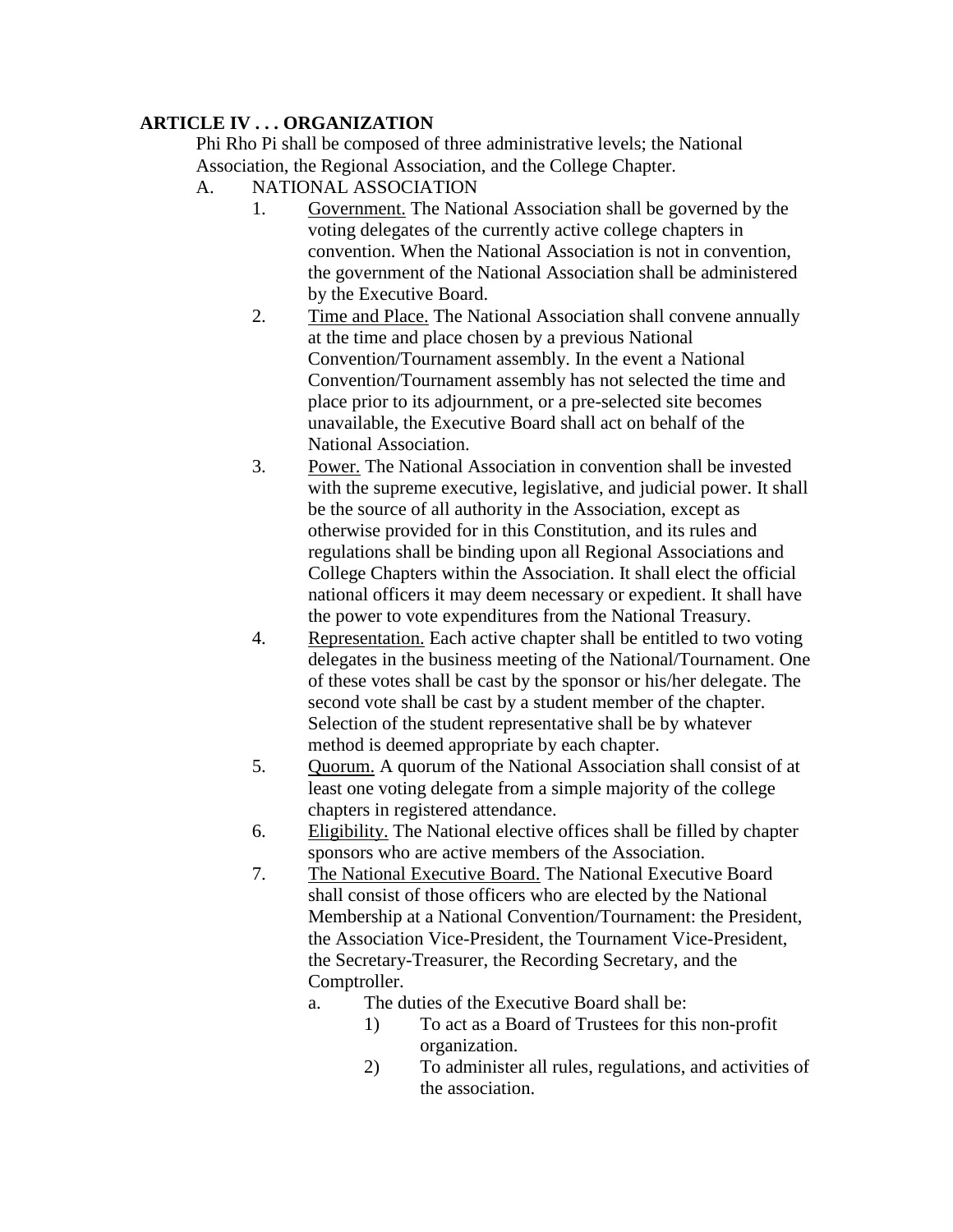**ARTICLE IV . . . ORGANIZATION**

Phi Rho Pi shall be composed of three administrative levels; the National Association, the Regional Association, and the College Chapter.

A. NATIONAL ASSOCIATION

1. Government. The National Association shall be governed by the voting delegates of the currently active college chapters in convention. When the National Association is not in convention, the government of the National Association shall be administered by the Executive Board.
2. Time and Place. The National Association shall convene annually at the time and place chosen by a previous National Convention/Tournament assembly. In the event a National Convention/Tournament assembly has not selected the time and place prior to its adjournment, or a pre-selected site becomes unavailable, the Executive Board shall act on behalf of the National Association.
3. Power. The National Association in convention shall be invested with the supreme executive, legislative, and judicial power. It shall be the source of all authority in the Association, except as otherwise provided for in this Constitution, and its rules and regulations shall be binding upon all Regional Associations and College Chapters within the Association. It shall elect the official national officers it may deem necessary or expedient. It shall have the power to vote expenditures from the National Treasury.
4. Representation. Each active chapter shall be entitled to two voting delegates in the business meeting of the National/Tournament. One of these votes shall be cast by the sponsor or his/her delegate. The second vote shall be cast by a student member of the chapter. Selection of the student representative shall be by whatever method is deemed appropriate by each chapter.
5. Quorum. A quorum of the National Association shall consist of at least one voting delegate from a simple majority of the college chapters in registered attendance.
6. Eligibility. The National elective offices shall be filled by chapter sponsors who are active members of the Association.
7. The National Executive Board. The National Executive Board shall consist of those officers who are elected by the National Membership at a National Convention/Tournament: the President, the Association Vice-President, the Tournament Vice-President, the Secretary-Treasurer, the Recording Secretary, and the Comptroller.
   a. The duties of the Executive Board shall be:
      1) To act as a Board of Trustees for this non-profit organization.
      2) To administer all rules, regulations, and activities of the association.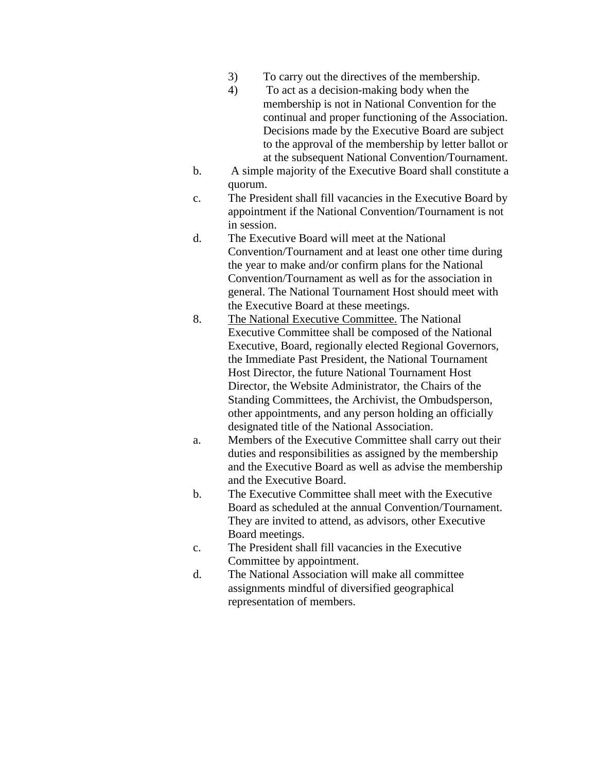3) To carry out the directives of the membership.

4) To act as a decision-making body when the membership is not in National Convention for the continual and proper functioning of the Association. Decisions made by the Executive Board are subject to the approval of the membership by letter ballot or at the subsequent National Convention/Tournament.

b. A simple majority of the Executive Board shall constitute a quorum.

c. The President shall fill vacancies in the Executive Board by appointment if the National Convention/Tournament is not in session.

d. The Executive Board will meet at the National Convention/Tournament and at least one other time during the year to make and/or confirm plans for the National Convention/Tournament as well as for the association in general. The National Tournament Host should meet with the Executive Board at these meetings.

8. <u>The National Executive Committee.</u> The National Executive Committee shall be composed of the National Executive, Board, regionally elected Regional Governors, the Immediate Past President, the National Tournament Host Director, the future National Tournament Host Director, the Website Administrator, the Chairs of the Standing Committees, the Archivist, the Ombudsperson, other appointments, and any person holding an officially designated title of the National Association.

a. Members of the Executive Committee shall carry out their duties and responsibilities as assigned by the membership and the Executive Board as well as advise the membership and the Executive Board.

b. The Executive Committee shall meet with the Executive Board as scheduled at the annual Convention/Tournament. They are invited to attend, as advisors, other Executive Board meetings.

c. The President shall fill vacancies in the Executive Committee by appointment.

d. The National Association will make all committee assignments mindful of diversified geographical representation of members.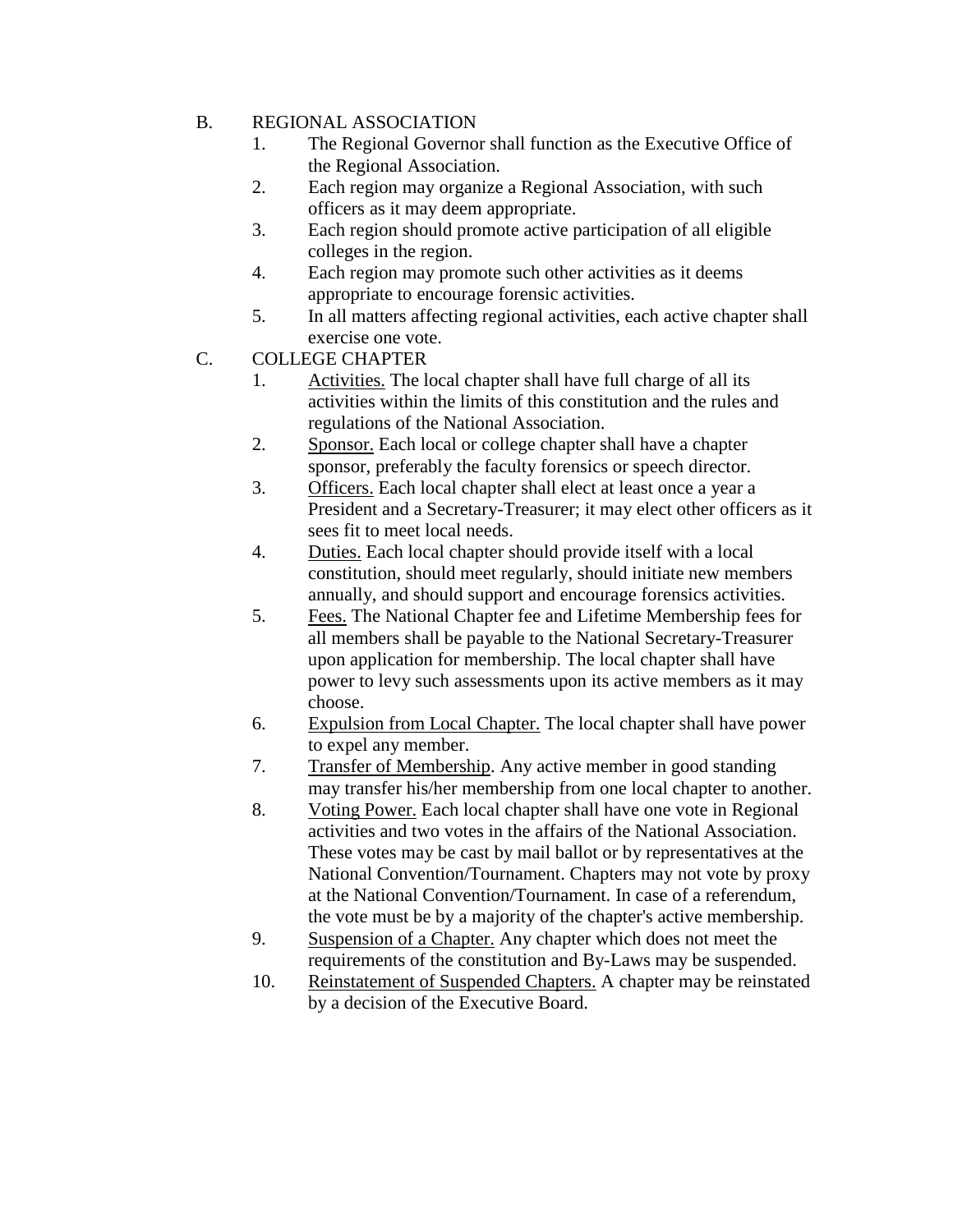B. REGIONAL ASSOCIATION

1. The Regional Governor shall function as the Executive Office of the Regional Association.
2. Each region may organize a Regional Association, with such officers as it may deem appropriate.
3. Each region should promote active participation of all eligible colleges in the region.
4. Each region may promote such other activities as it deems appropriate to encourage forensic activities.
5. In all matters affecting regional activities, each active chapter shall exercise one vote.

C. COLLEGE CHAPTER

1. <u>Activities.</u> The local chapter shall have full charge of all its activities within the limits of this constitution and the rules and regulations of the National Association.
2. <u>Sponsor.</u> Each local or college chapter shall have a chapter sponsor, preferably the faculty forensics or speech director.
3. <u>Officers.</u> Each local chapter shall elect at least once a year a President and a Secretary-Treasurer; it may elect other officers as it sees fit to meet local needs.
4. <u>Duties.</u> Each local chapter should provide itself with a local constitution, should meet regularly, should initiate new members annually, and should support and encourage forensics activities.
5. <u>Fees.</u> The National Chapter fee and Lifetime Membership fees for all members shall be payable to the National Secretary-Treasurer upon application for membership. The local chapter shall have power to levy such assessments upon its active members as it may choose.
6. <u>Expulsion from Local Chapter.</u> The local chapter shall have power to expel any member.
7. <u>Transfer of Membership</u>. Any active member in good standing may transfer his/her membership from one local chapter to another.
8. <u>Voting Power.</u> Each local chapter shall have one vote in Regional activities and two votes in the affairs of the National Association. These votes may be cast by mail ballot or by representatives at the National Convention/Tournament. Chapters may not vote by proxy at the National Convention/Tournament. In case of a referendum, the vote must be by a majority of the chapter's active membership.
9. <u>Suspension of a Chapter.</u> Any chapter which does not meet the requirements of the constitution and By-Laws may be suspended.
10. <u>Reinstatement of Suspended Chapters.</u> A chapter may be reinstated by a decision of the Executive Board.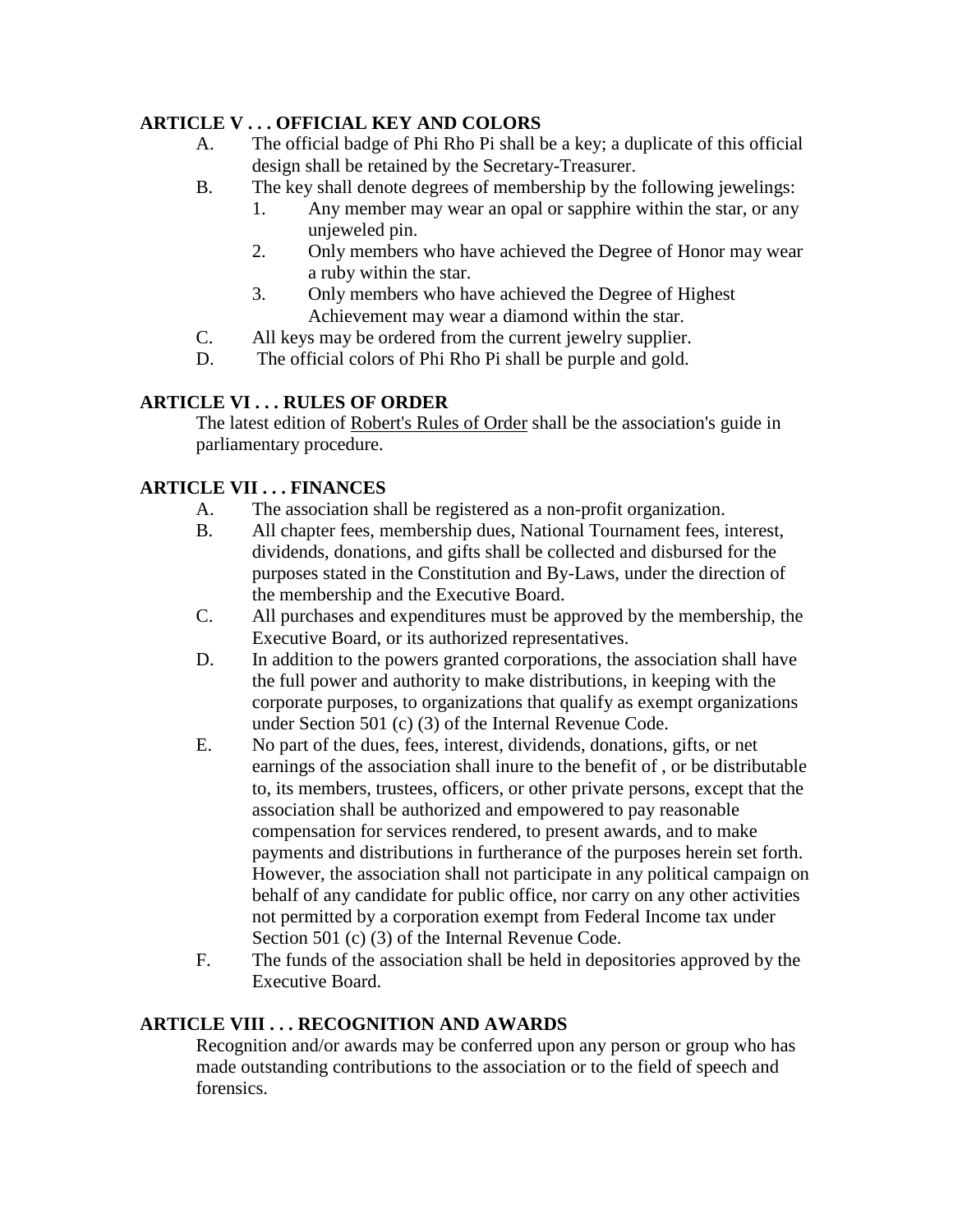## ARTICLE V . . . OFFICIAL KEY AND COLORS

A. The official badge of Phi Rho Pi shall be a key; a duplicate of this official design shall be retained by the Secretary-Treasurer.

B. The key shall denote degrees of membership by the following jewelings:

1. Any member may wear an opal or sapphire within the star, or any unjeweled pin.
2. Only members who have achieved the Degree of Honor may wear a ruby within the star.
3. Only members who have achieved the Degree of Highest Achievement may wear a diamond within the star.

C. All keys may be ordered from the current jewelry supplier.

D. The official colors of Phi Rho Pi shall be purple and gold.

## ARTICLE VI . . . RULES OF ORDER

The latest edition of Robert's Rules of Order shall be the association's guide in parliamentary procedure.

## ARTICLE VII . . . FINANCES

A. The association shall be registered as a non-profit organization.

B. All chapter fees, membership dues, National Tournament fees, interest, dividends, donations, and gifts shall be collected and disbursed for the purposes stated in the Constitution and By-Laws, under the direction of the membership and the Executive Board.

C. All purchases and expenditures must be approved by the membership, the Executive Board, or its authorized representatives.

D. In addition to the powers granted corporations, the association shall have the full power and authority to make distributions, in keeping with the corporate purposes, to organizations that qualify as exempt organizations under Section 501 (c) (3) of the Internal Revenue Code.

E. No part of the dues, fees, interest, dividends, donations, gifts, or net earnings of the association shall inure to the benefit of , or be distributable to, its members, trustees, officers, or other private persons, except that the association shall be authorized and empowered to pay reasonable compensation for services rendered, to present awards, and to make payments and distributions in furtherance of the purposes herein set forth. However, the association shall not participate in any political campaign on behalf of any candidate for public office, nor carry on any other activities not permitted by a corporation exempt from Federal Income tax under Section 501 (c) (3) of the Internal Revenue Code.

F. The funds of the association shall be held in depositories approved by the Executive Board.

## ARTICLE VIII . . . RECOGNITION AND AWARDS

Recognition and/or awards may be conferred upon any person or group who has made outstanding contributions to the association or to the field of speech and forensics.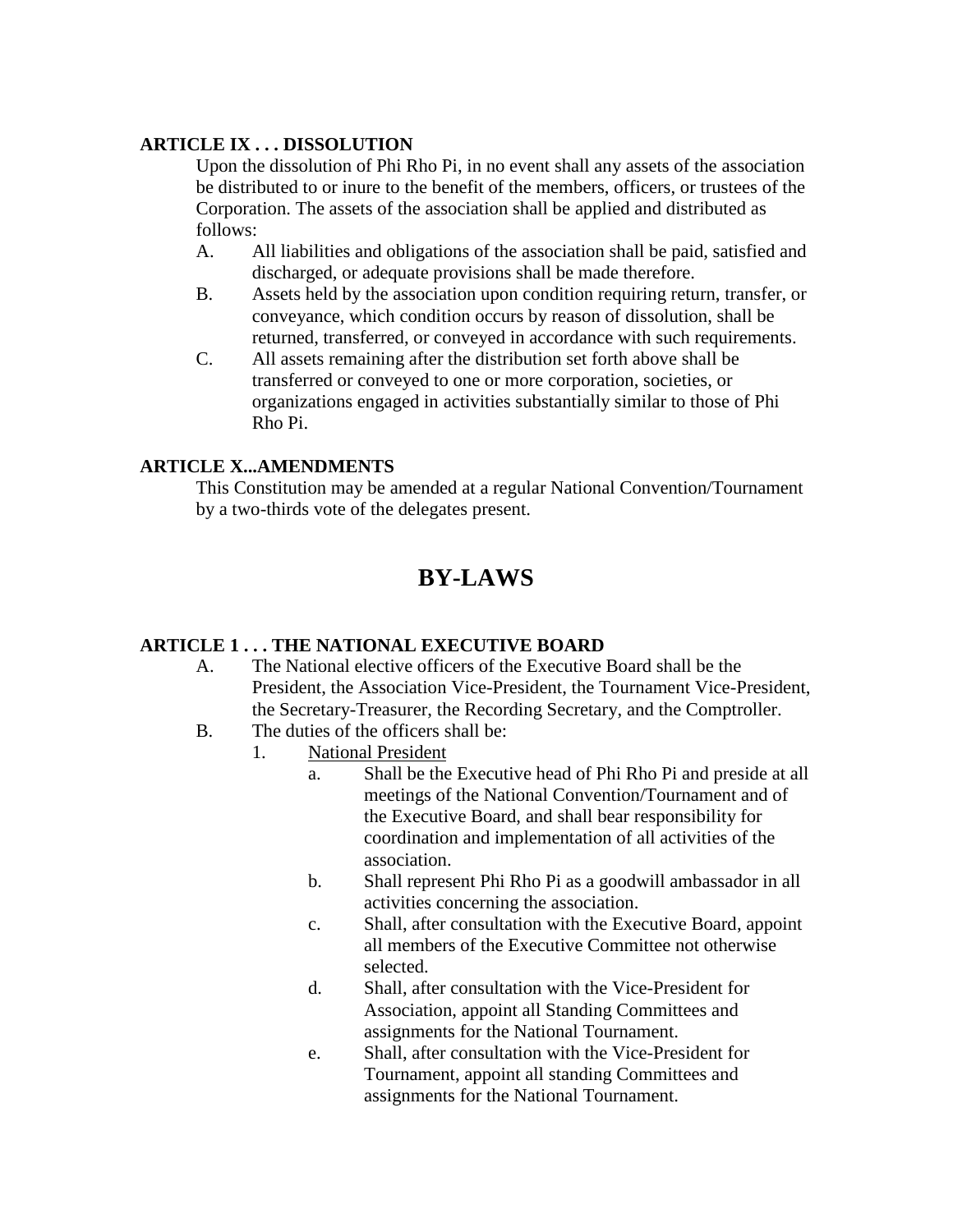**ARTICLE IX . . . DISSOLUTION**

Upon the dissolution of Phi Rho Pi, in no event shall any assets of the association be distributed to or inure to the benefit of the members, officers, or trustees of the Corporation. The assets of the association shall be applied and distributed as follows:

A. All liabilities and obligations of the association shall be paid, satisfied and discharged, or adequate provisions shall be made therefore.

B. Assets held by the association upon condition requiring return, transfer, or conveyance, which condition occurs by reason of dissolution, shall be returned, transferred, or conveyed in accordance with such requirements.

C. All assets remaining after the distribution set forth above shall be transferred or conveyed to one or more corporation, societies, or organizations engaged in activities substantially similar to those of Phi Rho Pi.

**ARTICLE X...AMENDMENTS**

This Constitution may be amended at a regular National Convention/Tournament by a two-thirds vote of the delegates present.

# BY-LAWS

**ARTICLE 1 . . . THE NATIONAL EXECUTIVE BOARD**

A. The National elective officers of the Executive Board shall be the President, the Association Vice-President, the Tournament Vice-President, the Secretary-Treasurer, the Recording Secretary, and the Comptroller.

B. The duties of the officers shall be:

1. National President
    - a. Shall be the Executive head of Phi Rho Pi and preside at all meetings of the National Convention/Tournament and of the Executive Board, and shall bear responsibility for coordination and implementation of all activities of the association.
    - b. Shall represent Phi Rho Pi as a goodwill ambassador in all activities concerning the association.
    - c. Shall, after consultation with the Executive Board, appoint all members of the Executive Committee not otherwise selected.
    - d. Shall, after consultation with the Vice-President for Association, appoint all Standing Committees and assignments for the National Tournament.
    - e. Shall, after consultation with the Vice-President for Tournament, appoint all standing Committees and assignments for the National Tournament.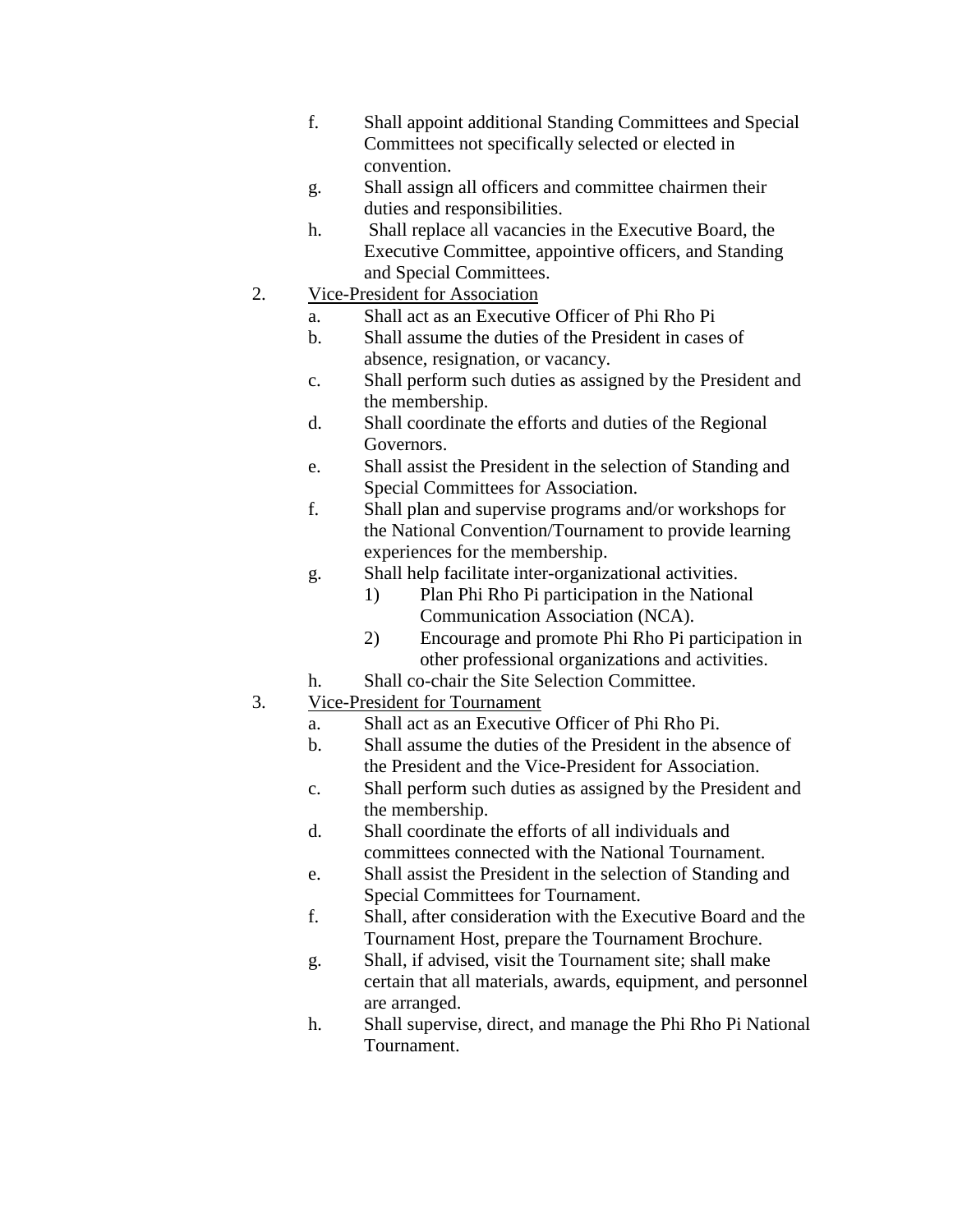f. Shall appoint additional Standing Committees and Special Committees not specifically selected or elected in convention.
   g. Shall assign all officers and committee chairmen their duties and responsibilities.
   h. Shall replace all vacancies in the Executive Board, the Executive Committee, appointive officers, and Standing and Special Committees.

2. <u>Vice-President for Association</u>
   a. Shall act as an Executive Officer of Phi Rho Pi
   b. Shall assume the duties of the President in cases of absence, resignation, or vacancy.
   c. Shall perform such duties as assigned by the President and the membership.
   d. Shall coordinate the efforts and duties of the Regional Governors.
   e. Shall assist the President in the selection of Standing and Special Committees for Association.
   f. Shall plan and supervise programs and/or workshops for the National Convention/Tournament to provide learning experiences for the membership.
   g. Shall help facilitate inter-organizational activities.
      1) Plan Phi Rho Pi participation in the National Communication Association (NCA).
      2) Encourage and promote Phi Rho Pi participation in other professional organizations and activities.
   h. Shall co-chair the Site Selection Committee.

3. <u>Vice-President for Tournament</u>
   a. Shall act as an Executive Officer of Phi Rho Pi.
   b. Shall assume the duties of the President in the absence of the President and the Vice-President for Association.
   c. Shall perform such duties as assigned by the President and the membership.
   d. Shall coordinate the efforts of all individuals and committees connected with the National Tournament.
   e. Shall assist the President in the selection of Standing and Special Committees for Tournament.
   f. Shall, after consideration with the Executive Board and the Tournament Host, prepare the Tournament Brochure.
   g. Shall, if advised, visit the Tournament site; shall make certain that all materials, awards, equipment, and personnel are arranged.
   h. Shall supervise, direct, and manage the Phi Rho Pi National Tournament.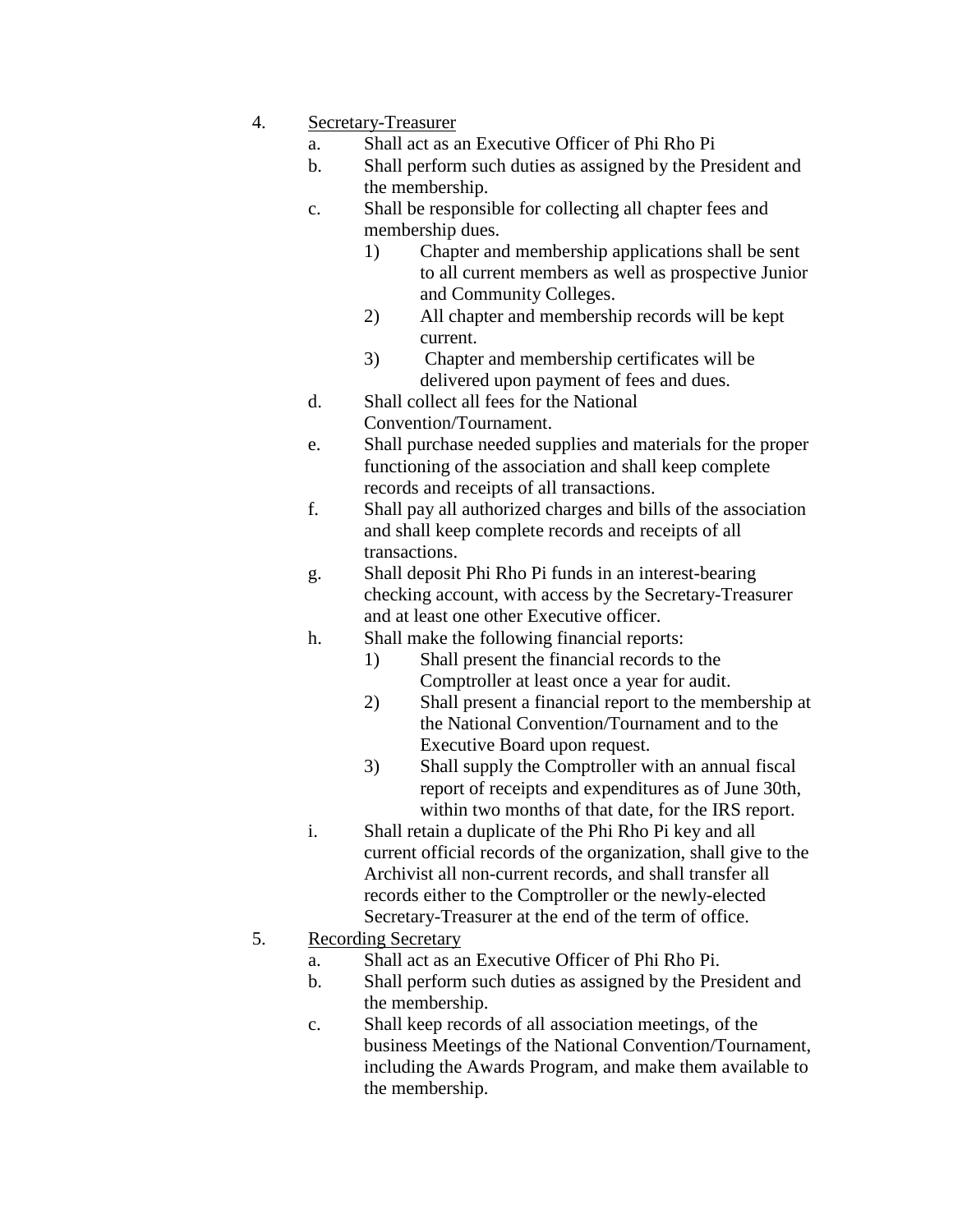4. <u>Secretary-Treasurer</u>
    a. Shall act as an Executive Officer of Phi Rho Pi
    b. Shall perform such duties as assigned by the President and the membership.
    c. Shall be responsible for collecting all chapter fees and membership dues.
        1) Chapter and membership applications shall be sent to all current members as well as prospective Junior and Community Colleges.
        2) All chapter and membership records will be kept current.
        3) Chapter and membership certificates will be delivered upon payment of fees and dues.
    d. Shall collect all fees for the National Convention/Tournament.
    e. Shall purchase needed supplies and materials for the proper functioning of the association and shall keep complete records and receipts of all transactions.
    f. Shall pay all authorized charges and bills of the association and shall keep complete records and receipts of all transactions.
    g. Shall deposit Phi Rho Pi funds in an interest-bearing checking account, with access by the Secretary-Treasurer and at least one other Executive officer.
    h. Shall make the following financial reports:
        1) Shall present the financial records to the Comptroller at least once a year for audit.
        2) Shall present a financial report to the membership at the National Convention/Tournament and to the Executive Board upon request.
        3) Shall supply the Comptroller with an annual fiscal report of receipts and expenditures as of June 30th, within two months of that date, for the IRS report.
    i. Shall retain a duplicate of the Phi Rho Pi key and all current official records of the organization, shall give to the Archivist all non-current records, and shall transfer all records either to the Comptroller or the newly-elected Secretary-Treasurer at the end of the term of office.
5. <u>Recording Secretary</u>
    a. Shall act as an Executive Officer of Phi Rho Pi.
    b. Shall perform such duties as assigned by the President and the membership.
    c. Shall keep records of all association meetings, of the business Meetings of the National Convention/Tournament, including the Awards Program, and make them available to the membership.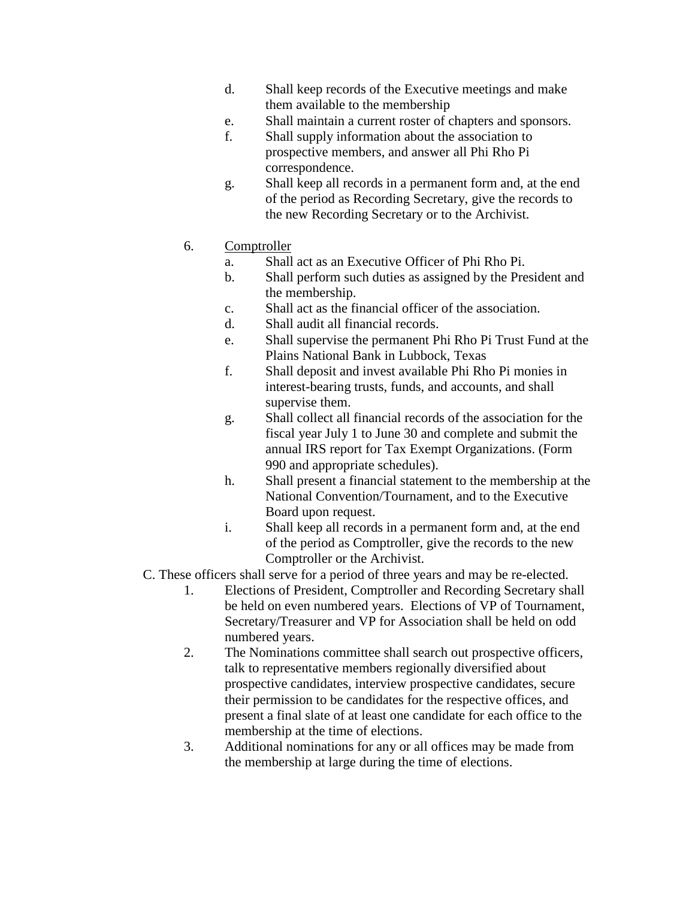d. Shall keep records of the Executive meetings and make them available to the membership
e. Shall maintain a current roster of chapters and sponsors.
f. Shall supply information about the association to prospective members, and answer all Phi Rho Pi correspondence.
g. Shall keep all records in a permanent form and, at the end of the period as Recording Secretary, give the records to the new Recording Secretary or to the Archivist.

6. <u>Comptroller</u>
   a. Shall act as an Executive Officer of Phi Rho Pi.
   b. Shall perform such duties as assigned by the President and the membership.
   c. Shall act as the financial officer of the association.
   d. Shall audit all financial records.
   e. Shall supervise the permanent Phi Rho Pi Trust Fund at the Plains National Bank in Lubbock, Texas
   f. Shall deposit and invest available Phi Rho Pi monies in interest-bearing trusts, funds, and accounts, and shall supervise them.
   g. Shall collect all financial records of the association for the fiscal year July 1 to June 30 and complete and submit the annual IRS report for Tax Exempt Organizations. (Form 990 and appropriate schedules).
   h. Shall present a financial statement to the membership at the National Convention/Tournament, and to the Executive Board upon request.
   i. Shall keep all records in a permanent form and, at the end of the period as Comptroller, give the records to the new Comptroller or the Archivist.

C. These officers shall serve for a period of three years and may be re-elected.
   1. Elections of President, Comptroller and Recording Secretary shall be held on even numbered years. Elections of VP of Tournament, Secretary/Treasurer and VP for Association shall be held on odd numbered years.
   2. The Nominations committee shall search out prospective officers, talk to representative members regionally diversified about prospective candidates, interview prospective candidates, secure their permission to be candidates for the respective offices, and present a final slate of at least one candidate for each office to the membership at the time of elections.
   3. Additional nominations for any or all offices may be made from the membership at large during the time of elections.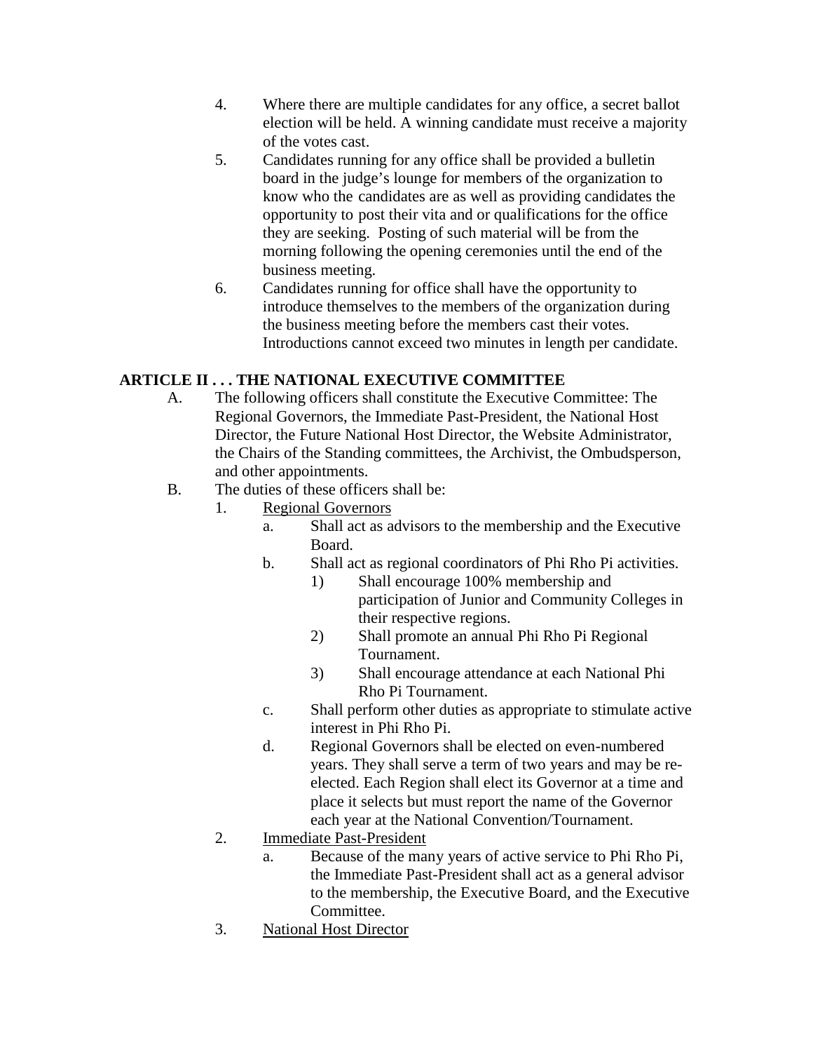4. Where there are multiple candidates for any office, a secret ballot election will be held. A winning candidate must receive a majority of the votes cast.
5. Candidates running for any office shall be provided a bulletin board in the judge's lounge for members of the organization to know who the candidates are as well as providing candidates the opportunity to post their vita and or qualifications for the office they are seeking. Posting of such material will be from the morning following the opening ceremonies until the end of the business meeting.
6. Candidates running for office shall have the opportunity to introduce themselves to the members of the organization during the business meeting before the members cast their votes. Introductions cannot exceed two minutes in length per candidate.

**ARTICLE II . . . THE NATIONAL EXECUTIVE COMMITTEE**

A. The following officers shall constitute the Executive Committee: The Regional Governors, the Immediate Past-President, the National Host Director, the Future National Host Director, the Website Administrator, the Chairs of the Standing committees, the Archivist, the Ombudsperson, and other appointments.

B. The duties of these officers shall be:

1. Regional Governors
   a. Shall act as advisors to the membership and the Executive Board.
   b. Shall act as regional coordinators of Phi Rho Pi activities.
      1) Shall encourage 100% membership and participation of Junior and Community Colleges in their respective regions.
      2) Shall promote an annual Phi Rho Pi Regional Tournament.
      3) Shall encourage attendance at each National Phi Rho Pi Tournament.
   c. Shall perform other duties as appropriate to stimulate active interest in Phi Rho Pi.
   d. Regional Governors shall be elected on even-numbered years. They shall serve a term of two years and may be re-elected. Each Region shall elect its Governor at a time and place it selects but must report the name of the Governor each year at the National Convention/Tournament.
2. Immediate Past-President
   a. Because of the many years of active service to Phi Rho Pi, the Immediate Past-President shall act as a general advisor to the membership, the Executive Board, and the Executive Committee.
3. National Host Director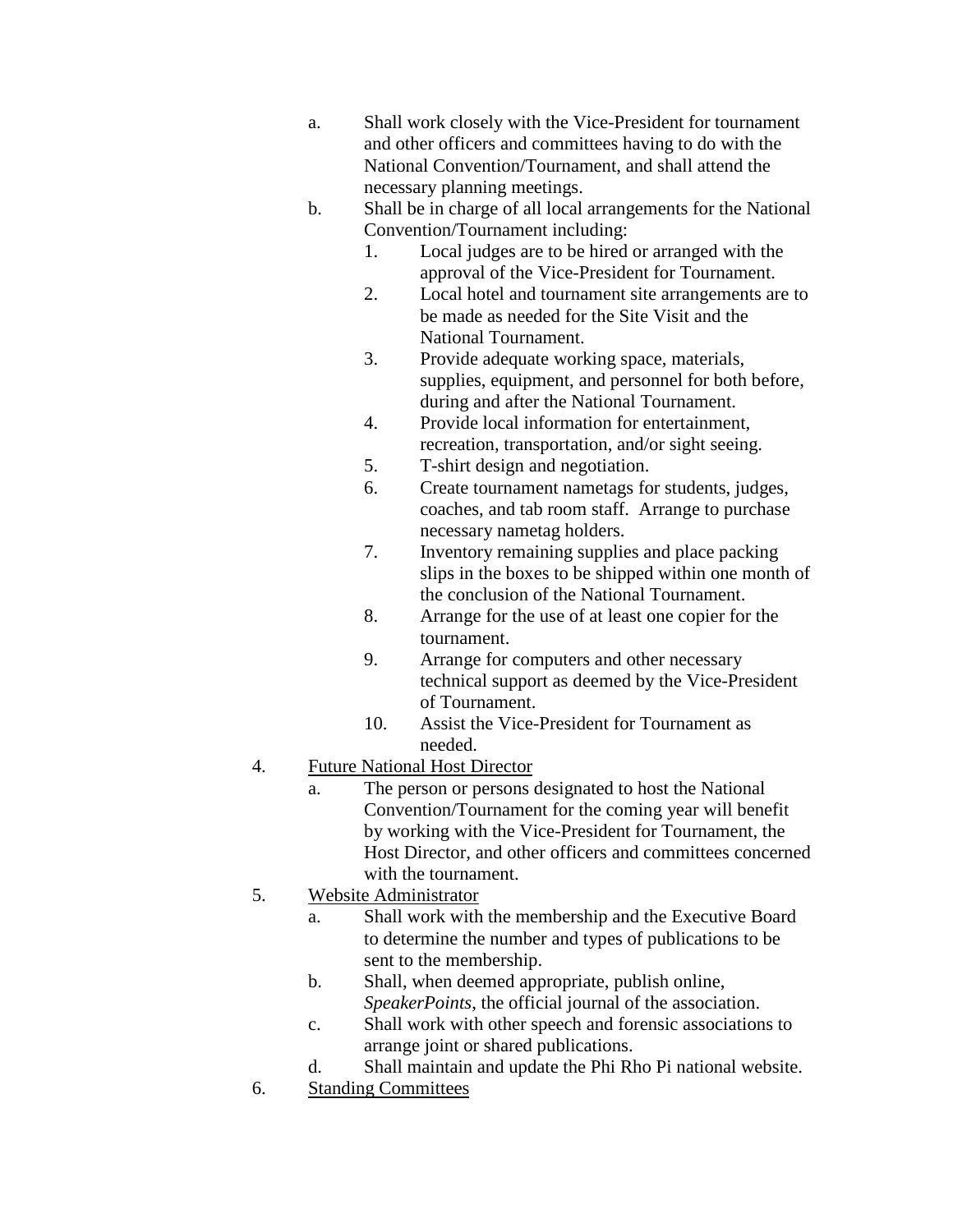a. Shall work closely with the Vice-President for tournament and other officers and committees having to do with the National Convention/Tournament, and shall attend the necessary planning meetings.

b. Shall be in charge of all local arrangements for the National Convention/Tournament including:

   1. Local judges are to be hired or arranged with the approval of the Vice-President for Tournament.
   2. Local hotel and tournament site arrangements are to be made as needed for the Site Visit and the National Tournament.
   3. Provide adequate working space, materials, supplies, equipment, and personnel for both before, during and after the National Tournament.
   4. Provide local information for entertainment, recreation, transportation, and/or sight seeing.
   5. T-shirt design and negotiation.
   6. Create tournament nametags for students, judges, coaches, and tab room staff. Arrange to purchase necessary nametag holders.
   7. Inventory remaining supplies and place packing slips in the boxes to be shipped within one month of the conclusion of the National Tournament.
   8. Arrange for the use of at least one copier for the tournament.
   9. Arrange for computers and other necessary technical support as deemed by the Vice-President of Tournament.
   10. Assist the Vice-President for Tournament as needed.

4. <u>Future National Host Director</u>

   a. The person or persons designated to host the National Convention/Tournament for the coming year will benefit by working with the Vice-President for Tournament, the Host Director, and other officers and committees concerned with the tournament.

5. <u>Website Administrator</u>

   a. Shall work with the membership and the Executive Board to determine the number and types of publications to be sent to the membership.
   b. Shall, when deemed appropriate, publish online, *SpeakerPoints*, the official journal of the association.
   c. Shall work with other speech and forensic associations to arrange joint or shared publications.
   d. Shall maintain and update the Phi Rho Pi national website.

6. <u>Standing Committees</u>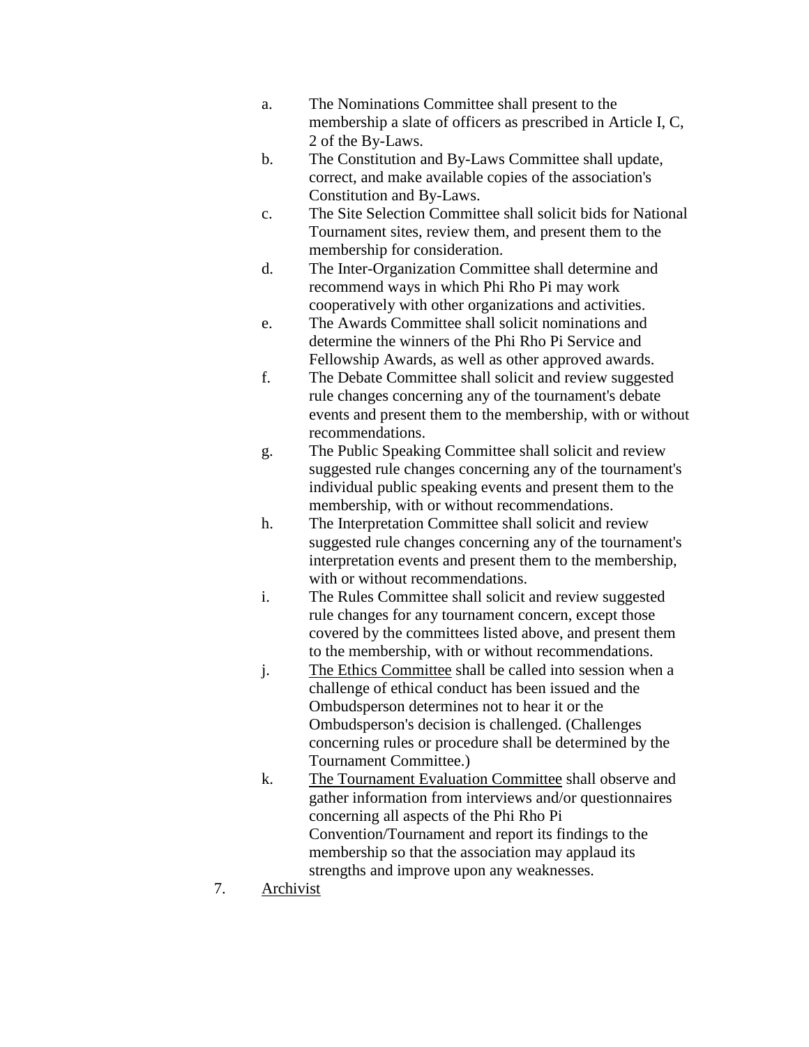a. The Nominations Committee shall present to the membership a slate of officers as prescribed in Article I, C, 2 of the By-Laws.
   b. The Constitution and By-Laws Committee shall update, correct, and make available copies of the association's Constitution and By-Laws.
   c. The Site Selection Committee shall solicit bids for National Tournament sites, review them, and present them to the membership for consideration.
   d. The Inter-Organization Committee shall determine and recommend ways in which Phi Rho Pi may work cooperatively with other organizations and activities.
   e. The Awards Committee shall solicit nominations and determine the winners of the Phi Rho Pi Service and Fellowship Awards, as well as other approved awards.
   f. The Debate Committee shall solicit and review suggested rule changes concerning any of the tournament's debate events and present them to the membership, with or without recommendations.
   g. The Public Speaking Committee shall solicit and review suggested rule changes concerning any of the tournament's individual public speaking events and present them to the membership, with or without recommendations.
   h. The Interpretation Committee shall solicit and review suggested rule changes concerning any of the tournament's interpretation events and present them to the membership, with or without recommendations.
   i. The Rules Committee shall solicit and review suggested rule changes for any tournament concern, except those covered by the committees listed above, and present them to the membership, with or without recommendations.
   j. <u>The Ethics Committee</u> shall be called into session when a challenge of ethical conduct has been issued and the Ombudsperson determines not to hear it or the Ombudsperson's decision is challenged. (Challenges concerning rules or procedure shall be determined by the Tournament Committee.)
   k. <u>The Tournament Evaluation Committee</u> shall observe and gather information from interviews and/or questionnaires concerning all aspects of the Phi Rho Pi Convention/Tournament and report its findings to the membership so that the association may applaud its strengths and improve upon any weaknesses.

7. <u>Archivist</u>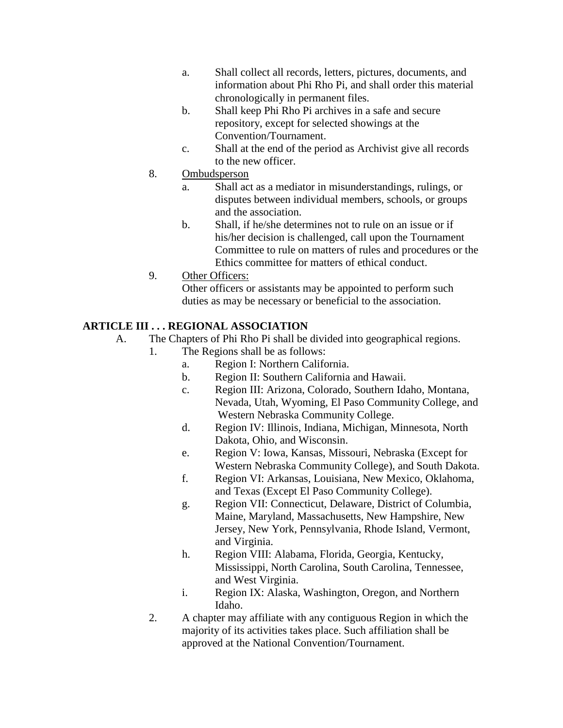a. Shall collect all records, letters, pictures, documents, and information about Phi Rho Pi, and shall order this material chronologically in permanent files.
b. Shall keep Phi Rho Pi archives in a safe and secure repository, except for selected showings at the Convention/Tournament.
c. Shall at the end of the period as Archivist give all records to the new officer.

8. <u>Ombudsperson</u>
   a. Shall act as a mediator in misunderstandings, rulings, or disputes between individual members, schools, or groups and the association.
   b. Shall, if he/she determines not to rule on an issue or if his/her decision is challenged, call upon the Tournament Committee to rule on matters of rules and procedures or the Ethics committee for matters of ethical conduct.
9. <u>Other Officers:</u>
   Other officers or assistants may be appointed to perform such duties as may be necessary or beneficial to the association.

## ARTICLE III . . . REGIONAL ASSOCIATION

A. The Chapters of Phi Rho Pi shall be divided into geographical regions.
   1. The Regions shall be as follows:
      a. Region I: Northern California.
      b. Region II: Southern California and Hawaii.
      c. Region III: Arizona, Colorado, Southern Idaho, Montana, Nevada, Utah, Wyoming, El Paso Community College, and Western Nebraska Community College.
      d. Region IV: Illinois, Indiana, Michigan, Minnesota, North Dakota, Ohio, and Wisconsin.
      e. Region V: Iowa, Kansas, Missouri, Nebraska (Except for Western Nebraska Community College), and South Dakota.
      f. Region VI: Arkansas, Louisiana, New Mexico, Oklahoma, and Texas (Except El Paso Community College).
      g. Region VII: Connecticut, Delaware, District of Columbia, Maine, Maryland, Massachusetts, New Hampshire, New Jersey, New York, Pennsylvania, Rhode Island, Vermont, and Virginia.
      h. Region VIII: Alabama, Florida, Georgia, Kentucky, Mississippi, North Carolina, South Carolina, Tennessee, and West Virginia.
      i. Region IX: Alaska, Washington, Oregon, and Northern Idaho.
   2. A chapter may affiliate with any contiguous Region in which the majority of its activities takes place. Such affiliation shall be approved at the National Convention/Tournament.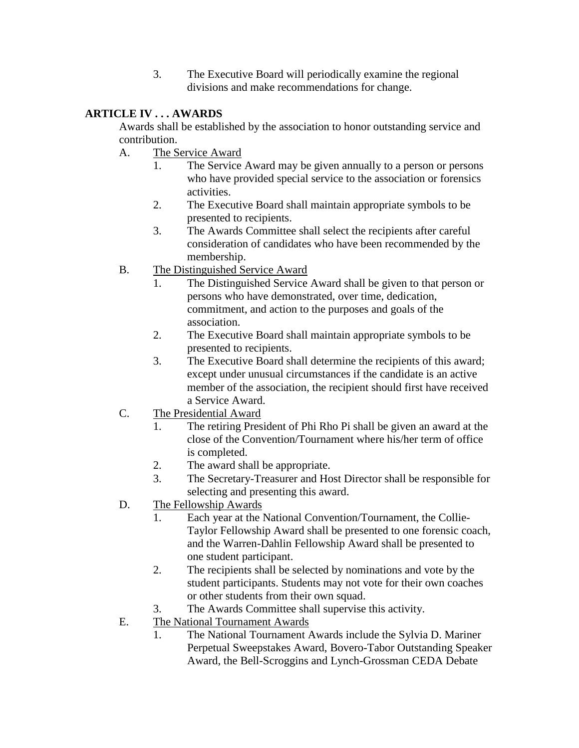3. The Executive Board will periodically examine the regional divisions and make recommendations for change.

**ARTICLE IV . . . AWARDS**

Awards shall be established by the association to honor outstanding service and contribution.

A. The Service Award
   1. The Service Award may be given annually to a person or persons who have provided special service to the association or forensics activities.
   2. The Executive Board shall maintain appropriate symbols to be presented to recipients.
   3. The Awards Committee shall select the recipients after careful consideration of candidates who have been recommended by the membership.

B. The Distinguished Service Award
   1. The Distinguished Service Award shall be given to that person or persons who have demonstrated, over time, dedication, commitment, and action to the purposes and goals of the association.
   2. The Executive Board shall maintain appropriate symbols to be presented to recipients.
   3. The Executive Board shall determine the recipients of this award; except under unusual circumstances if the candidate is an active member of the association, the recipient should first have received a Service Award.

C. The Presidential Award
   1. The retiring President of Phi Rho Pi shall be given an award at the close of the Convention/Tournament where his/her term of office is completed.
   2. The award shall be appropriate.
   3. The Secretary-Treasurer and Host Director shall be responsible for selecting and presenting this award.

D. The Fellowship Awards
   1. Each year at the National Convention/Tournament, the Collie-Taylor Fellowship Award shall be presented to one forensic coach, and the Warren-Dahlin Fellowship Award shall be presented to one student participant.
   2. The recipients shall be selected by nominations and vote by the student participants. Students may not vote for their own coaches or other students from their own squad.
   3. The Awards Committee shall supervise this activity.

E. The National Tournament Awards
   1. The National Tournament Awards include the Sylvia D. Mariner Perpetual Sweepstakes Award, Bovero-Tabor Outstanding Speaker Award, the Bell-Scroggins and Lynch-Grossman CEDA Debate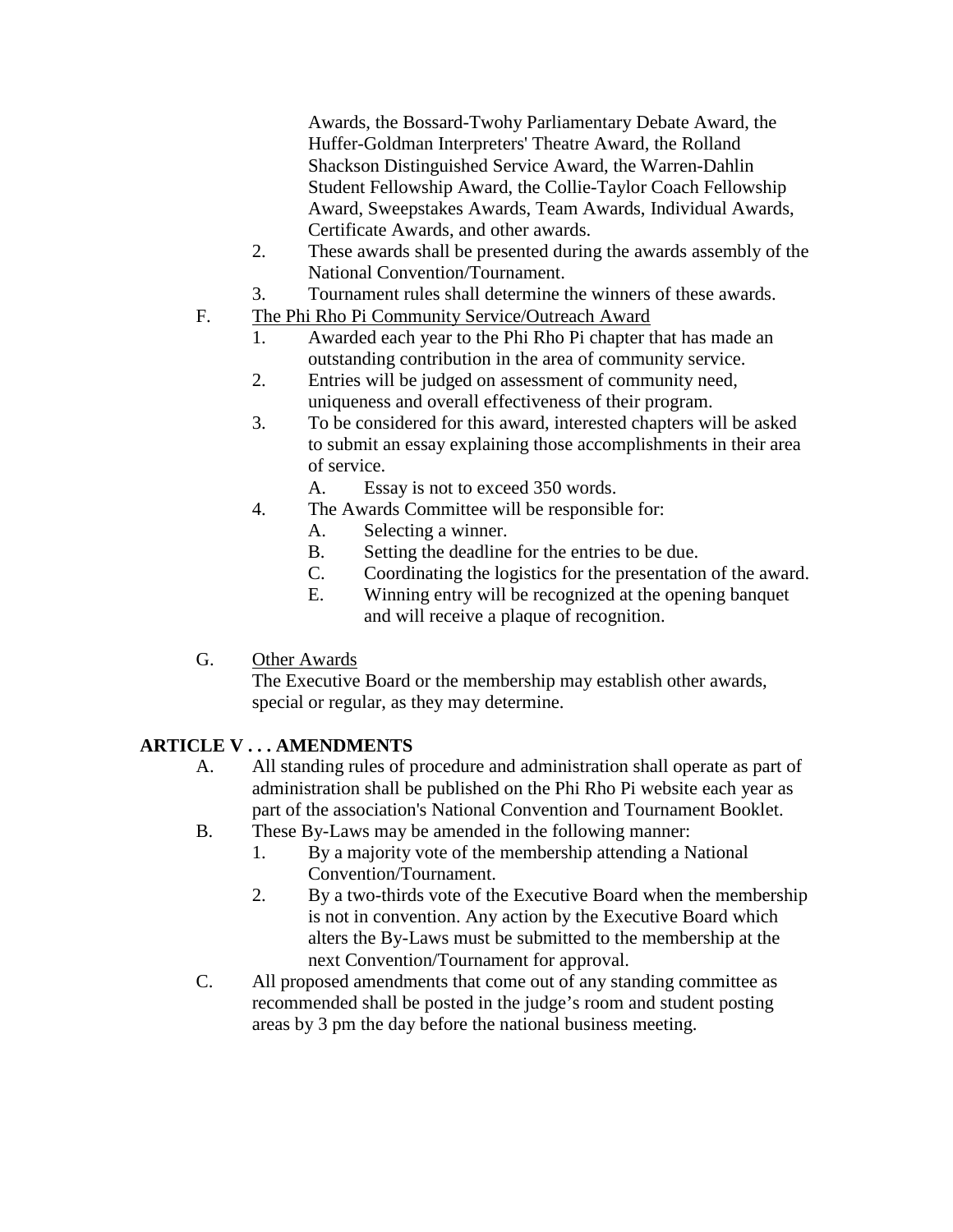Awards, the Bossard-Twohy Parliamentary Debate Award, the Huffer-Goldman Interpreters' Theatre Award, the Rolland Shackson Distinguished Service Award, the Warren-Dahlin Student Fellowship Award, the Collie-Taylor Coach Fellowship Award, Sweepstakes Awards, Team Awards, Individual Awards, Certificate Awards, and other awards.

2. These awards shall be presented during the awards assembly of the National Convention/Tournament.
3. Tournament rules shall determine the winners of these awards.

F. The Phi Rho Pi Community Service/Outreach Award

1. Awarded each year to the Phi Rho Pi chapter that has made an outstanding contribution in the area of community service.
2. Entries will be judged on assessment of community need, uniqueness and overall effectiveness of their program.
3. To be considered for this award, interested chapters will be asked to submit an essay explaining those accomplishments in their area of service.
   - A. Essay is not to exceed 350 words.
4. The Awards Committee will be responsible for:
   - A. Selecting a winner.
   - B. Setting the deadline for the entries to be due.
   - C. Coordinating the logistics for the presentation of the award.
   - E. Winning entry will be recognized at the opening banquet and will receive a plaque of recognition.

G. Other Awards

The Executive Board or the membership may establish other awards, special or regular, as they may determine.

## ARTICLE V . . . AMENDMENTS

A. All standing rules of procedure and administration shall operate as part of administration shall be published on the Phi Rho Pi website each year as part of the association's National Convention and Tournament Booklet.

B. These By-Laws may be amended in the following manner:

1. By a majority vote of the membership attending a National Convention/Tournament.
2. By a two-thirds vote of the Executive Board when the membership is not in convention. Any action by the Executive Board which alters the By-Laws must be submitted to the membership at the next Convention/Tournament for approval.

C. All proposed amendments that come out of any standing committee as recommended shall be posted in the judge's room and student posting areas by 3 pm the day before the national business meeting.